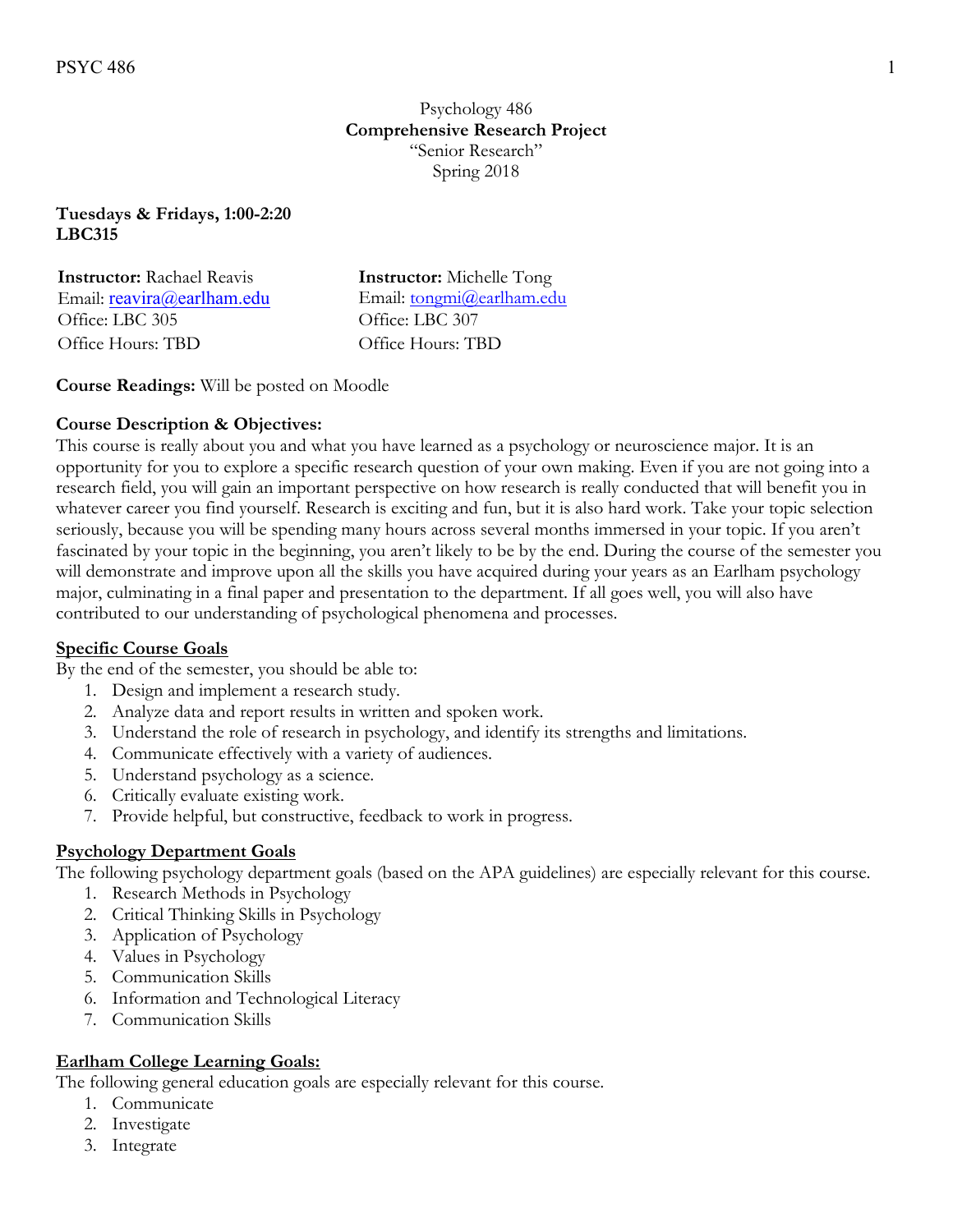# Psychology 486
## Comprehensive Research Project
"Senior Research"
Spring 2018

**Tuesdays & Fridays, 1:00-2:20**
**LBC315**

**Instructor:** Rachael Reavis
Email: reavira@earlham.edu
Office: LBC 305
Office Hours: TBD

**Instructor:** Michelle Tong
Email: tongmi@earlham.edu
Office: LBC 307
Office Hours: TBD

**Course Readings:** Will be posted on Moodle

**Course Description & Objectives:**
This course is really about you and what you have learned as a psychology or neuroscience major. It is an opportunity for you to explore a specific research question of your own making. Even if you are not going into a research field, you will gain an important perspective on how research is really conducted that will benefit you in whatever career you find yourself. Research is exciting and fun, but it is also hard work. Take your topic selection seriously, because you will be spending many hours across several months immersed in your topic. If you aren't fascinated by your topic in the beginning, you aren't likely to be by the end. During the course of the semester you will demonstrate and improve upon all the skills you have acquired during your years as an Earlham psychology major, culminating in a final paper and presentation to the department. If all goes well, you will also have contributed to our understanding of psychological phenomena and processes.

**Specific Course Goals**
By the end of the semester, you should be able to:
1. Design and implement a research study.
2. Analyze data and report results in written and spoken work.
3. Understand the role of research in psychology, and identify its strengths and limitations.
4. Communicate effectively with a variety of audiences.
5. Understand psychology as a science.
6. Critically evaluate existing work.
7. Provide helpful, but constructive, feedback to work in progress.

**Psychology Department Goals**
The following psychology department goals (based on the APA guidelines) are especially relevant for this course.
1. Research Methods in Psychology
2. Critical Thinking Skills in Psychology
3. Application of Psychology
4. Values in Psychology
5. Communication Skills
6. Information and Technological Literacy
7. Communication Skills

**Earlham College Learning Goals:**
The following general education goals are especially relevant for this course.
1. Communicate
2. Investigate
3. Integrate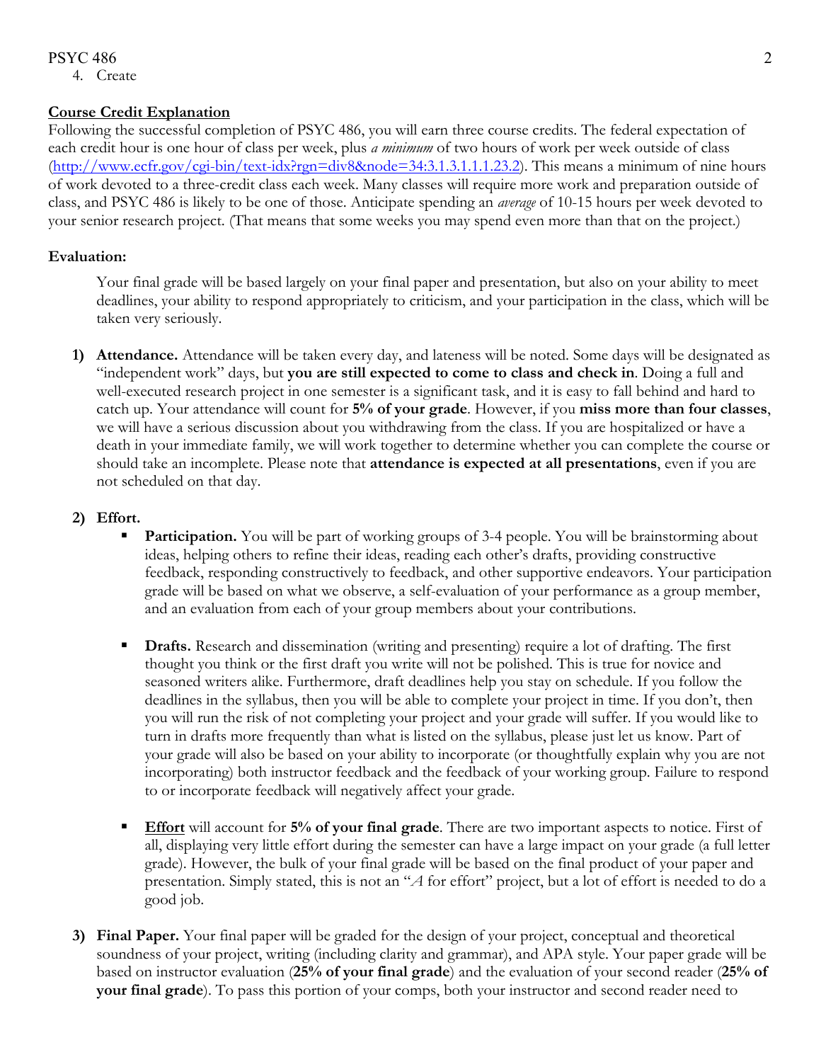4. Create

**Course Credit Explanation**

Following the successful completion of PSYC 486, you will earn three course credits. The federal expectation of each credit hour is one hour of class per week, plus *a minimum* of two hours of work per week outside of class (http://www.ecfr.gov/cgi-bin/text-idx?rgn=div8&node=34:3.1.3.1.1.1.23.2). This means a minimum of nine hours of work devoted to a three-credit class each week. Many classes will require more work and preparation outside of class, and PSYC 486 is likely to be one of those. Anticipate spending an *average* of 10-15 hours per week devoted to your senior research project. (That means that some weeks you may spend even more than that on the project.)

**Evaluation:**

Your final grade will be based largely on your final paper and presentation, but also on your ability to meet deadlines, your ability to respond appropriately to criticism, and your participation in the class, which will be taken very seriously.

1) **Attendance.** Attendance will be taken every day, and lateness will be noted. Some days will be designated as "independent work" days, but **you are still expected to come to class and check in**. Doing a full and well-executed research project in one semester is a significant task, and it is easy to fall behind and hard to catch up. Your attendance will count for **5% of your grade**. However, if you **miss more than four classes**, we will have a serious discussion about you withdrawing from the class. If you are hospitalized or have a death in your immediate family, we will work together to determine whether you can complete the course or should take an incomplete. Please note that **attendance is expected at all presentations**, even if you are not scheduled on that day.

2) **Effort.**
   - **Participation.** You will be part of working groups of 3-4 people. You will be brainstorming about ideas, helping others to refine their ideas, reading each other's drafts, providing constructive feedback, responding constructively to feedback, and other supportive endeavors. Your participation grade will be based on what we observe, a self-evaluation of your performance as a group member, and an evaluation from each of your group members about your contributions.
   - **Drafts.** Research and dissemination (writing and presenting) require a lot of drafting. The first thought you think or the first draft you write will not be polished. This is true for novice and seasoned writers alike. Furthermore, draft deadlines help you stay on schedule. If you follow the deadlines in the syllabus, then you will be able to complete your project in time. If you don't, then you will run the risk of not completing your project and your grade will suffer. If you would like to turn in drafts more frequently than what is listed on the syllabus, please just let us know. Part of your grade will also be based on your ability to incorporate (or thoughtfully explain why you are not incorporating) both instructor feedback and the feedback of your working group. Failure to respond to or incorporate feedback will negatively affect your grade.
   - **Effort** will account for **5% of your final grade**. There are two important aspects to notice. First of all, displaying very little effort during the semester can have a large impact on your grade (a full letter grade). However, the bulk of your final grade will be based on the final product of your paper and presentation. Simply stated, this is not an "*A* for effort" project, but a lot of effort is needed to do a good job.

3) **Final Paper.** Your final paper will be graded for the design of your project, conceptual and theoretical soundness of your project, writing (including clarity and grammar), and APA style. Your paper grade will be based on instructor evaluation (**25% of your final grade**) and the evaluation of your second reader (**25% of your final grade**). To pass this portion of your comps, both your instructor and second reader need to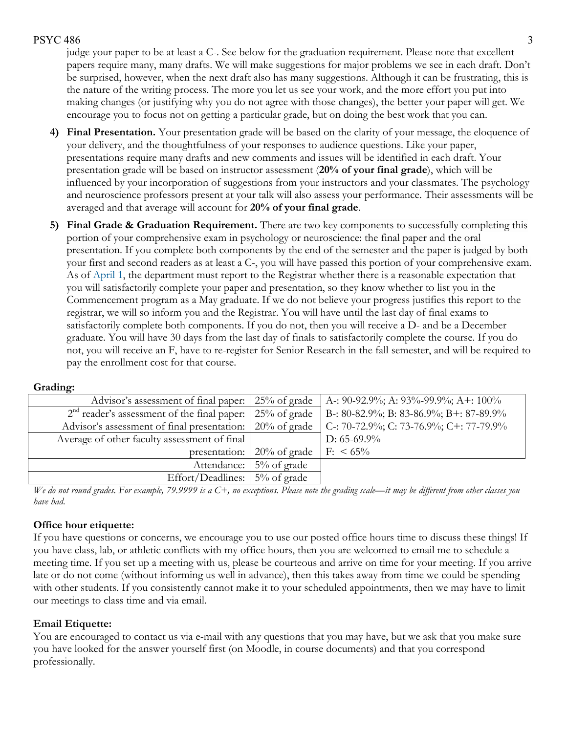judge your paper to be at least a C-. See below for the graduation requirement. Please note that excellent papers require many, many drafts. We will make suggestions for major problems we see in each draft. Don't be surprised, however, when the next draft also has many suggestions. Although it can be frustrating, this is the nature of the writing process. The more you let us see your work, and the more effort you put into making changes (or justifying why you do not agree with those changes), the better your paper will get. We encourage you to focus not on getting a particular grade, but on doing the best work that you can.

4) **Final Presentation.** Your presentation grade will be based on the clarity of your message, the eloquence of your delivery, and the thoughtfulness of your responses to audience questions. Like your paper, presentations require many drafts and new comments and issues will be identified in each draft. Your presentation grade will be based on instructor assessment (**20% of your final grade**), which will be influenced by your incorporation of suggestions from your instructors and your classmates. The psychology and neuroscience professors present at your talk will also assess your performance. Their assessments will be averaged and that average will account for **20% of your final grade**.

5) **Final Grade & Graduation Requirement.** There are two key components to successfully completing this portion of your comprehensive exam in psychology or neuroscience: the final paper and the oral presentation. If you complete both components by the end of the semester and the paper is judged by both your first and second readers as at least a C-, you will have passed this portion of your comprehensive exam. As of April 1, the department must report to the Registrar whether there is a reasonable expectation that you will satisfactorily complete your paper and presentation, so they know whether to list you in the Commencement program as a May graduate. If we do not believe your progress justifies this report to the registrar, we will so inform you and the Registrar. You will have until the last day of final exams to satisfactorily complete both components. If you do not, then you will receive a D- and be a December graduate. You will have 30 days from the last day of finals to satisfactorily complete the course. If you do not, you will receive an F, have to re-register for Senior Research in the fall semester, and will be required to pay the enrollment cost for that course.

**Grading:**

| Component | Weight | Scale |
|---|---|---|
| Advisor's assessment of final paper: | 25% of grade | A-: 90-92.9%; A: 93%-99.9%; A+: 100% |
| 2nd reader's assessment of the final paper: | 25% of grade | B-: 80-82.9%; B: 83-86.9%; B+: 87-89.9% |
| Advisor's assessment of final presentation: | 20% of grade | C-: 70-72.9%; C: 73-76.9%; C+: 77-79.9% |
| Average of other faculty assessment of final presentation: | 20% of grade | D: 65-69.9%; F: < 65% |
| Attendance: | 5% of grade | |
| Effort/Deadlines: | 5% of grade | |

*We do not round grades. For example, 79.9999 is a C+, no exceptions. Please note the grading scale—it may be different from other classes you have had.*

**Office hour etiquette:**

If you have questions or concerns, we encourage you to use our posted office hours time to discuss these things! If you have class, lab, or athletic conflicts with my office hours, then you are welcomed to email me to schedule a meeting time. If you set up a meeting with us, please be courteous and arrive on time for your meeting. If you arrive late or do not come (without informing us well in advance), then this takes away from time we could be spending with other students. If you consistently cannot make it to your scheduled appointments, then we may have to limit our meetings to class time and via email.

**Email Etiquette:**

You are encouraged to contact us via e-mail with any questions that you may have, but we ask that you make sure you have looked for the answer yourself first (on Moodle, in course documents) and that you correspond professionally.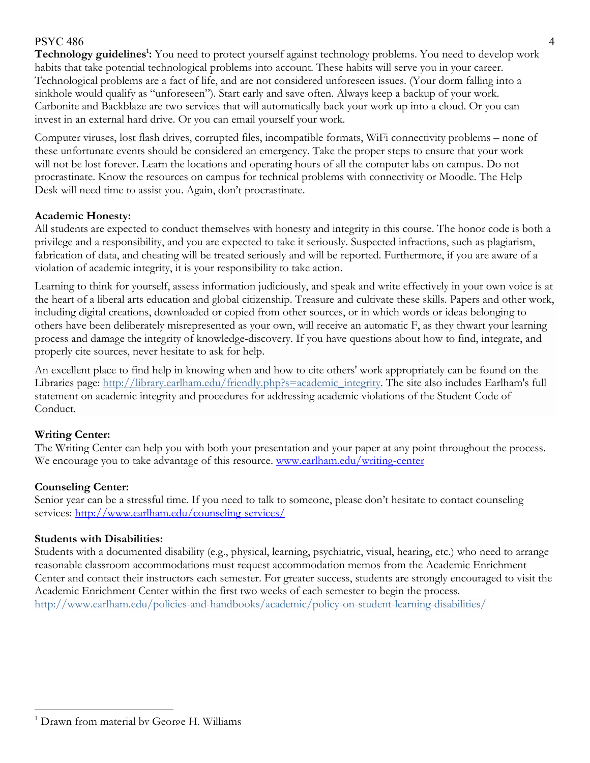**Technology guidelines[1]:** You need to protect yourself against technology problems. You need to develop work habits that take potential technological problems into account. These habits will serve you in your career. Technological problems are a fact of life, and are not considered unforeseen issues. (Your dorm falling into a sinkhole would qualify as "unforeseen"). Start early and save often. Always keep a backup of your work. Carbonite and Backblaze are two services that will automatically back your work up into a cloud. Or you can invest in an external hard drive. Or you can email yourself your work.

Computer viruses, lost flash drives, corrupted files, incompatible formats, WiFi connectivity problems – none of these unfortunate events should be considered an emergency. Take the proper steps to ensure that your work will not be lost forever. Learn the locations and operating hours of all the computer labs on campus. Do not procrastinate. Know the resources on campus for technical problems with connectivity or Moodle. The Help Desk will need time to assist you. Again, don't procrastinate.

**Academic Honesty:**

All students are expected to conduct themselves with honesty and integrity in this course. The honor code is both a privilege and a responsibility, and you are expected to take it seriously. Suspected infractions, such as plagiarism, fabrication of data, and cheating will be treated seriously and will be reported. Furthermore, if you are aware of a violation of academic integrity, it is your responsibility to take action.

Learning to think for yourself, assess information judiciously, and speak and write effectively in your own voice is at the heart of a liberal arts education and global citizenship. Treasure and cultivate these skills. Papers and other work, including digital creations, downloaded or copied from other sources, or in which words or ideas belonging to others have been deliberately misrepresented as your own, will receive an automatic F, as they thwart your learning process and damage the integrity of knowledge-discovery. If you have questions about how to find, integrate, and properly cite sources, never hesitate to ask for help.

An excellent place to find help in knowing when and how to cite others' work appropriately can be found on the Libraries page: http://library.earlham.edu/friendly.php?s=academic_integrity. The site also includes Earlham's full statement on academic integrity and procedures for addressing academic violations of the Student Code of Conduct.

**Writing Center:**

The Writing Center can help you with both your presentation and your paper at any point throughout the process. We encourage you to take advantage of this resource. www.earlham.edu/writing-center

**Counseling Center:**

Senior year can be a stressful time. If you need to talk to someone, please don't hesitate to contact counseling services: http://www.earlham.edu/counseling-services/

**Students with Disabilities:**

Students with a documented disability (e.g., physical, learning, psychiatric, visual, hearing, etc.) who need to arrange reasonable classroom accommodations must request accommodation memos from the Academic Enrichment Center and contact their instructors each semester. For greater success, students are strongly encouraged to visit the Academic Enrichment Center within the first two weeks of each semester to begin the process.
http://www.earlham.edu/policies-and-handbooks/academic/policy-on-student-learning-disabilities/

[1] Drawn from material by George H. Williams